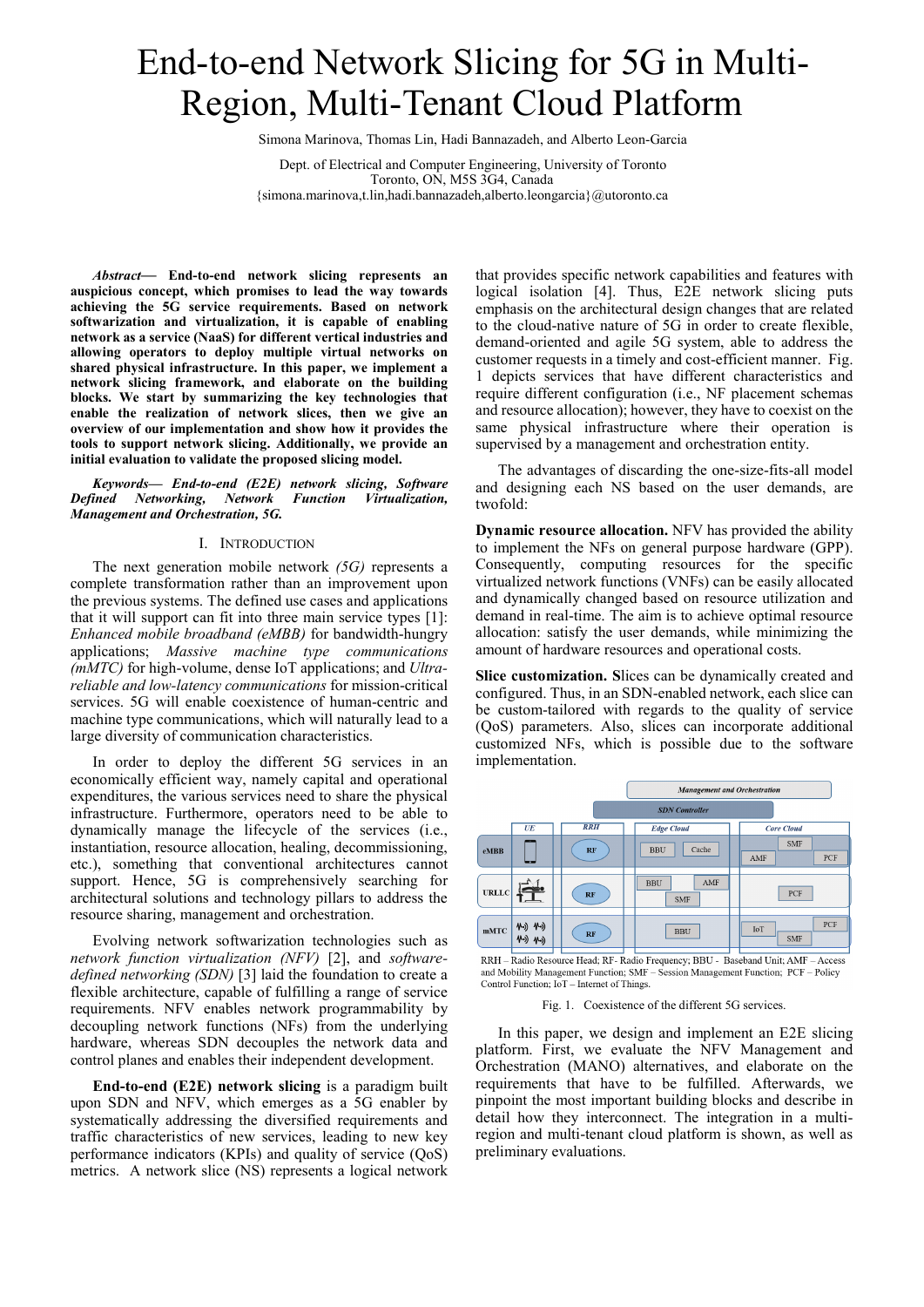# End-to-end Network Slicing for 5G in Multi-Region, Multi-Tenant Cloud Platform

Simona Marinova, Thomas Lin, Hadi Bannazadeh, and Alberto Leon-Garcia

Dept. of Electrical and Computer Engineering, University of Toronto
Toronto, ON, M5S 3G4, Canada
{simona.marinova,t.lin,hadi.bannazadeh,alberto.leongarcia}@utoronto.ca

***Abstract*— End-to-end network slicing represents an auspicious concept, which promises to lead the way towards achieving the 5G service requirements. Based on network softwarization and virtualization, it is capable of enabling network as a service (NaaS) for different vertical industries and allowing operators to deploy multiple virtual networks on shared physical infrastructure. In this paper, we implement a network slicing framework, and elaborate on the building blocks. We start by summarizing the key technologies that enable the realization of network slices, then we give an overview of our implementation and show how it provides the tools to support network slicing. Additionally, we provide an initial evaluation to validate the proposed slicing model.**

***Keywords— End-to-end (E2E) network slicing, Software Defined Networking, Network Function Virtualization, Management and Orchestration, 5G.***

## I. Introduction

The next generation mobile network *(5G)* represents a complete transformation rather than an improvement upon the previous systems. The defined use cases and applications that it will support can fit into three main service types [1]: *Enhanced mobile broadband (eMBB)* for bandwidth-hungry applications; *Massive machine type communications (mMTC)* for high-volume, dense IoT applications; and *Ultra-reliable and low-latency communications* for mission-critical services. 5G will enable coexistence of human-centric and machine type communications, which will naturally lead to a large diversity of communication characteristics.

In order to deploy the different 5G services in an economically efficient way, namely capital and operational expenditures, the various services need to share the physical infrastructure. Furthermore, operators need to be able to dynamically manage the lifecycle of the services (i.e., instantiation, resource allocation, healing, decommissioning, etc.), something that conventional architectures cannot support. Hence, 5G is comprehensively searching for architectural solutions and technology pillars to address the resource sharing, management and orchestration.

Evolving network softwarization technologies such as *network function virtualization (NFV)* [2], and *software-defined networking (SDN)* [3] laid the foundation to create a flexible architecture, capable of fulfilling a range of service requirements. NFV enables network programmability by decoupling network functions (NFs) from the underlying hardware, whereas SDN decouples the network data and control planes and enables their independent development.

**End-to-end (E2E) network slicing** is a paradigm built upon SDN and NFV, which emerges as a 5G enabler by systematically addressing the diversified requirements and traffic characteristics of new services, leading to new key performance indicators (KPIs) and quality of service (QoS) metrics. A network slice (NS) represents a logical network that provides specific network capabilities and features with logical isolation [4]. Thus, E2E network slicing puts emphasis on the architectural design changes that are related to the cloud-native nature of 5G in order to create flexible, demand-oriented and agile 5G system, able to address the customer requests in a timely and cost-efficient manner. Fig. 1 depicts services that have different characteristics and require different configuration (i.e., NF placement schemas and resource allocation); however, they have to coexist on the same physical infrastructure where their operation is supervised by a management and orchestration entity.

The advantages of discarding the one-size-fits-all model and designing each NS based on the user demands, are twofold:

**Dynamic resource allocation.** NFV has provided the ability to implement the NFs on general purpose hardware (GPP). Consequently, computing resources for the specific virtualized network functions (VNFs) can be easily allocated and dynamically changed based on resource utilization and demand in real-time. The aim is to achieve optimal resource allocation: satisfy the user demands, while minimizing the amount of hardware resources and operational costs.

**Slice customization. S**lices can be dynamically created and configured. Thus, in an SDN-enabled network, each slice can be custom-tailored with regards to the quality of service (QoS) parameters. Also, slices can incorporate additional customized NFs, which is possible due to the software implementation.

RRH – Radio Resource Head; RF- Radio Frequency; BBU - Baseband Unit; AMF – Access and Mobility Management Function; SMF – Session Management Function; PCF – Policy Control Function; IoT – Internet of Things.

Fig. 1. Coexistence of the different 5G services.

In this paper, we design and implement an E2E slicing platform. First, we evaluate the NFV Management and Orchestration (MANO) alternatives, and elaborate on the requirements that have to be fulfilled. Afterwards, we pinpoint the most important building blocks and describe in detail how they interconnect. The integration in a multi-region and multi-tenant cloud platform is shown, as well as preliminary evaluations.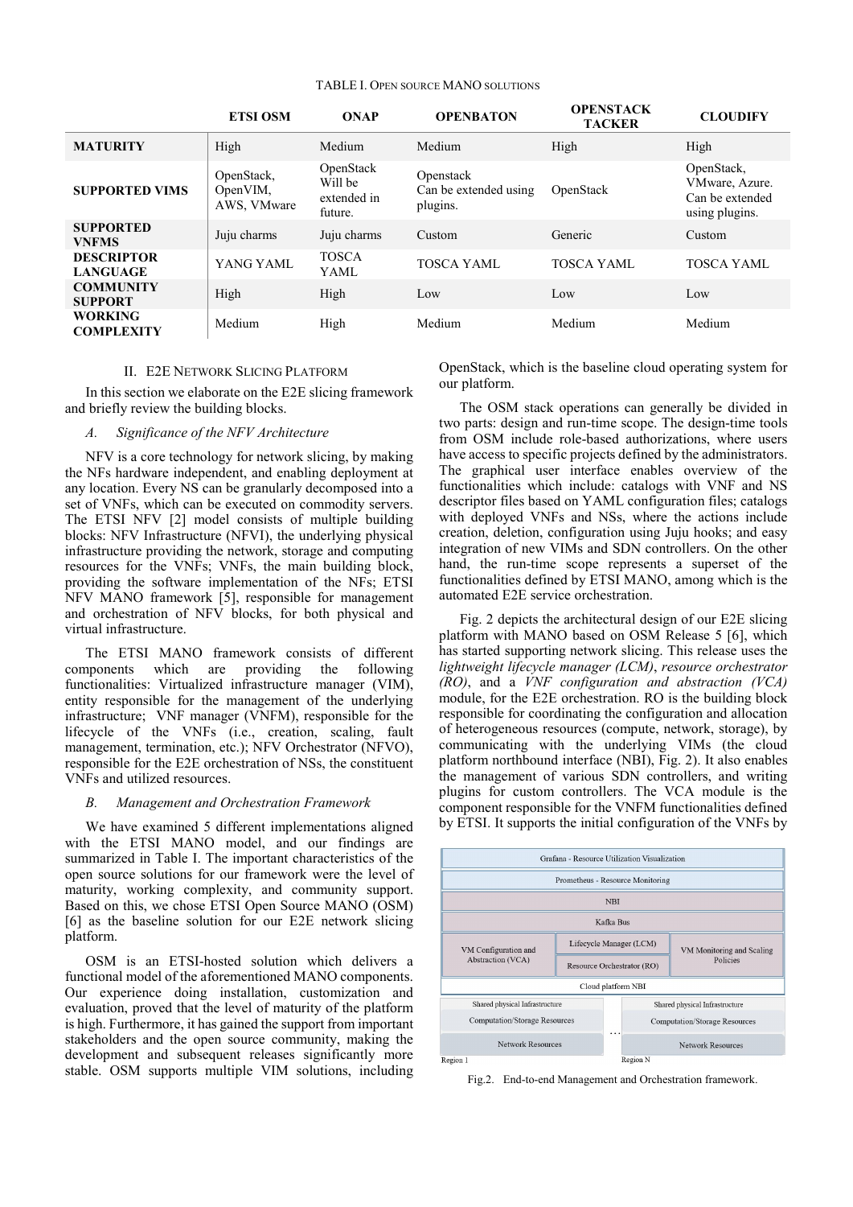TABLE I. OPEN SOURCE MANO SOLUTIONS

| | ETSI OSM | ONAP | OPENBATON | OPENSTACK TACKER | CLOUDIFY |
|---|---|---|---|---|---|
| **MATURITY** | High | Medium | Medium | High | High |
| **SUPPORTED VIMS** | OpenStack, OpenVIM, AWS, VMware | OpenStack Will be extended in future. | Openstack Can be extended using plugins. | OpenStack | OpenStack, VMware, Azure. Can be extended using plugins. |
| **SUPPORTED VNFMS** | Juju charms | Juju charms | Custom | Generic | Custom |
| **DESCRIPTOR LANGUAGE** | YANG YAML | TOSCA YAML | TOSCA YAML | TOSCA YAML | TOSCA YAML |
| **COMMUNITY SUPPORT** | High | High | Low | Low | Low |
| **WORKING COMPLEXITY** | Medium | High | Medium | Medium | Medium |

## II. E2E NETWORK SLICING PLATFORM

In this section we elaborate on the E2E slicing framework and briefly review the building blocks.

### *A. Significance of the NFV Architecture*

NFV is a core technology for network slicing, by making the NFs hardware independent, and enabling deployment at any location. Every NS can be granularly decomposed into a set of VNFs, which can be executed on commodity servers. The ETSI NFV [2] model consists of multiple building blocks: NFV Infrastructure (NFVI), the underlying physical infrastructure providing the network, storage and computing resources for the VNFs; VNFs, the main building block, providing the software implementation of the NFs; ETSI NFV MANO framework [5], responsible for management and orchestration of NFV blocks, for both physical and virtual infrastructure.

The ETSI MANO framework consists of different components which are providing the following functionalities: Virtualized infrastructure manager (VIM), entity responsible for the management of the underlying infrastructure; VNF manager (VNFM), responsible for the lifecycle of the VNFs (i.e., creation, scaling, fault management, termination, etc.); NFV Orchestrator (NFVO), responsible for the E2E orchestration of NSs, the constituent VNFs and utilized resources.

### *B. Management and Orchestration Framework*

We have examined 5 different implementations aligned with the ETSI MANO model, and our findings are summarized in Table I. The important characteristics of the open source solutions for our framework were the level of maturity, working complexity, and community support. Based on this, we chose ETSI Open Source MANO (OSM) [6] as the baseline solution for our E2E network slicing platform.

OSM is an ETSI-hosted solution which delivers a functional model of the aforementioned MANO components. Our experience doing installation, customization and evaluation, proved that the level of maturity of the platform is high. Furthermore, it has gained the support from important stakeholders and the open source community, making the development and subsequent releases significantly more stable. OSM supports multiple VIM solutions, including OpenStack, which is the baseline cloud operating system for our platform.

The OSM stack operations can generally be divided in two parts: design and run-time scope. The design-time tools from OSM include role-based authorizations, where users have access to specific projects defined by the administrators. The graphical user interface enables overview of the functionalities which include: catalogs with VNF and NS descriptor files based on YAML configuration files; catalogs with deployed VNFs and NSs, where the actions include creation, deletion, configuration using Juju hooks; and easy integration of new VIMs and SDN controllers. On the other hand, the run-time scope represents a superset of the functionalities defined by ETSI MANO, among which is the automated E2E service orchestration.

Fig. 2 depicts the architectural design of our E2E slicing platform with MANO based on OSM Release 5 [6], which has started supporting network slicing. This release uses the *lightweight lifecycle manager (LCM)*, *resource orchestrator (RO)*, and a *VNF configuration and abstraction (VCA)* module, for the E2E orchestration. RO is the building block responsible for coordinating the configuration and allocation of heterogeneous resources (compute, network, storage), by communicating with the underlying VIMs (the cloud platform northbound interface (NBI), Fig. 2). It also enables the management of various SDN controllers, and writing plugins for custom controllers. The VCA module is the component responsible for the VNFM functionalities defined by ETSI. It supports the initial configuration of the VNFs by

Grafana - Resource Utilization Visualization
Prometheus - Resource Monitoring
NBI
Kafka Bus
VM Configuration and Abstraction (VCA) | Lifecycle Manager (LCM) | Resource Orchestrator (RO) | VM Monitoring and Scaling Policies
Cloud platform NBI
Region 1: Shared physical Infrastructure — Computation/Storage Resources — Network Resources
Region N: Shared physical Infrastructure — Computation/Storage Resources — Network Resources

Fig.2. End-to-end Management and Orchestration framework.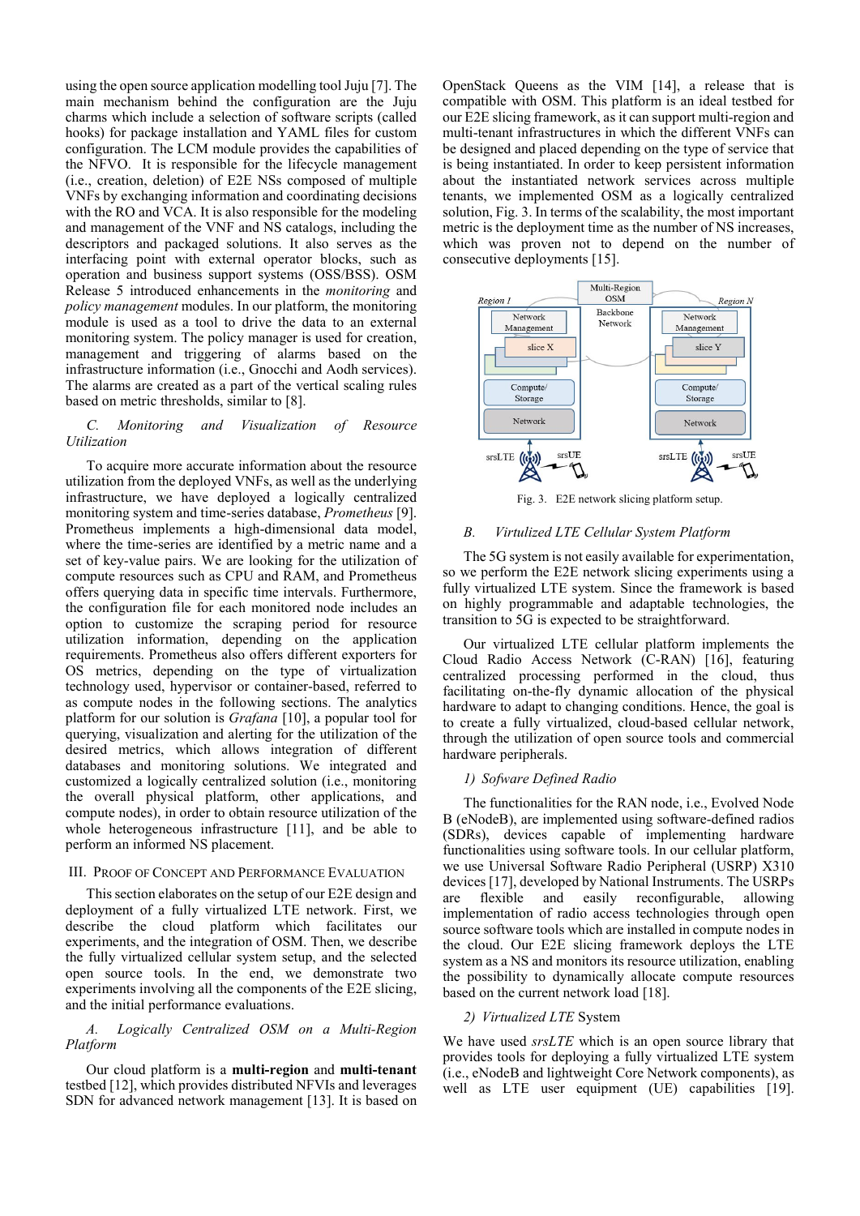using the open source application modelling tool Juju [7]. The main mechanism behind the configuration are the Juju charms which include a selection of software scripts (called hooks) for package installation and YAML files for custom configuration. The LCM module provides the capabilities of the NFVO. It is responsible for the lifecycle management (i.e., creation, deletion) of E2E NSs composed of multiple VNFs by exchanging information and coordinating decisions with the RO and VCA. It is also responsible for the modeling and management of the VNF and NS catalogs, including the descriptors and packaged solutions. It also serves as the interfacing point with external operator blocks, such as operation and business support systems (OSS/BSS). OSM Release 5 introduced enhancements in the *monitoring* and *policy management* modules. In our platform, the monitoring module is used as a tool to drive the data to an external monitoring system. The policy manager is used for creation, management and triggering of alarms based on the infrastructure information (i.e., Gnocchi and Aodh services). The alarms are created as a part of the vertical scaling rules based on metric thresholds, similar to [8].

### *C. Monitoring and Visualization of Resource Utilization*

To acquire more accurate information about the resource utilization from the deployed VNFs, as well as the underlying infrastructure, we have deployed a logically centralized monitoring system and time-series database, *Prometheus* [9]. Prometheus implements a high-dimensional data model, where the time-series are identified by a metric name and a set of key-value pairs. We are looking for the utilization of compute resources such as CPU and RAM, and Prometheus offers querying data in specific time intervals. Furthermore, the configuration file for each monitored node includes an option to customize the scraping period for resource utilization information, depending on the application requirements. Prometheus also offers different exporters for OS metrics, depending on the type of virtualization technology used, hypervisor or container-based, referred to as compute nodes in the following sections. The analytics platform for our solution is *Grafana* [10], a popular tool for querying, visualization and alerting for the utilization of the desired metrics, which allows integration of different databases and monitoring solutions. We integrated and customized a logically centralized solution (i.e., monitoring the overall physical platform, other applications, and compute nodes), in order to obtain resource utilization of the whole heterogeneous infrastructure [11], and be able to perform an informed NS placement.

## III. Proof of Concept and Performance Evaluation

This section elaborates on the setup of our E2E design and deployment of a fully virtualized LTE network. First, we describe the cloud platform which facilitates our experiments, and the integration of OSM. Then, we describe the fully virtualized cellular system setup, and the selected open source tools. In the end, we demonstrate two experiments involving all the components of the E2E slicing, and the initial performance evaluations.

### *A. Logically Centralized OSM on a Multi-Region Platform*

Our cloud platform is a **multi-region** and **multi-tenant** testbed [12], which provides distributed NFVIs and leverages SDN for advanced network management [13]. It is based on OpenStack Queens as the VIM [14], a release that is compatible with OSM. This platform is an ideal testbed for our E2E slicing framework, as it can support multi-region and multi-tenant infrastructures in which the different VNFs can be designed and placed depending on the type of service that is being instantiated. In order to keep persistent information about the instantiated network services across multiple tenants, we implemented OSM as a logically centralized solution, Fig. 3. In terms of the scalability, the most important metric is the deployment time as the number of NS increases, which was proven not to depend on the number of consecutive deployments [15].

Fig. 3. E2E network slicing platform setup.

### *B. Virtualized LTE Cellular System Platform*

The 5G system is not easily available for experimentation, so we perform the E2E network slicing experiments using a fully virtualized LTE system. Since the framework is based on highly programmable and adaptable technologies, the transition to 5G is expected to be straightforward.

Our virtualized LTE cellular platform implements the Cloud Radio Access Network (C-RAN) [16], featuring centralized processing performed in the cloud, thus facilitating on-the-fly dynamic allocation of the physical hardware to adapt to changing conditions. Hence, the goal is to create a fully virtualized, cloud-based cellular network, through the utilization of open source tools and commercial hardware peripherals.

#### *1) Sofware Defined Radio*

The functionalities for the RAN node, i.e., Evolved Node B (eNodeB), are implemented using software-defined radios (SDRs), devices capable of implementing hardware functionalities using software tools. In our cellular platform, we use Universal Software Radio Peripheral (USRP) X310 devices [17], developed by National Instruments. The USRPs are flexible and easily reconfigurable, allowing implementation of radio access technologies through open source software tools which are installed in compute nodes in the cloud. Our E2E slicing framework deploys the LTE system as a NS and monitors its resource utilization, enabling the possibility to dynamically allocate compute resources based on the current network load [18].

#### *2) Virtualized LTE* System

We have used *srsLTE* which is an open source library that provides tools for deploying a fully virtualized LTE system (i.e., eNodeB and lightweight Core Network components), as well as LTE user equipment (UE) capabilities [19].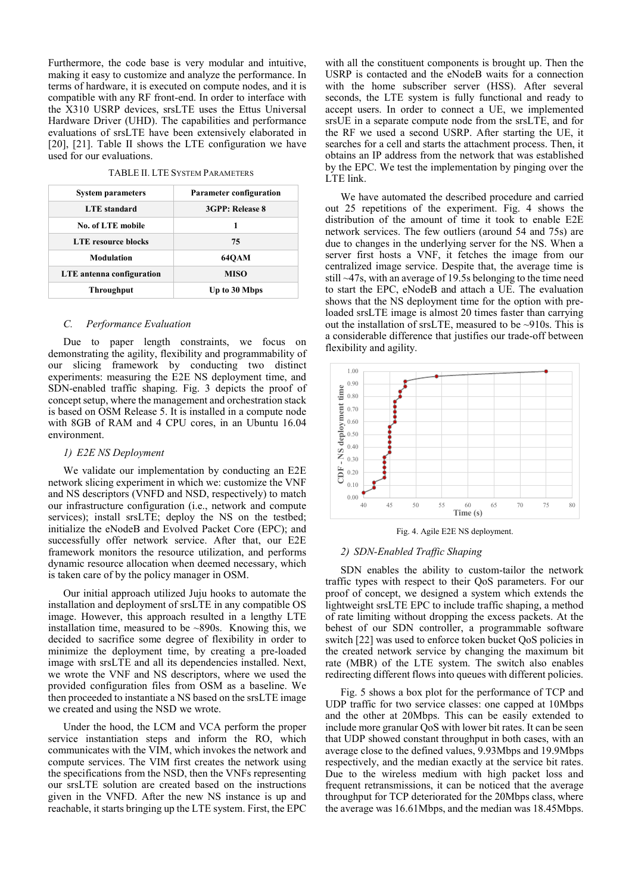Furthermore, the code base is very modular and intuitive, making it easy to customize and analyze the performance. In terms of hardware, it is executed on compute nodes, and it is compatible with any RF front-end. In order to interface with the X310 USRP devices, srsLTE uses the Ettus Universal Hardware Driver (UHD). The capabilities and performance evaluations of srsLTE have been extensively elaborated in [20], [21]. Table II shows the LTE configuration we have used for our evaluations.

TABLE II. LTE SYSTEM PARAMETERS

| System parameters | Parameter configuration |
|---|---|
| LTE standard | 3GPP: Release 8 |
| No. of LTE mobile | 1 |
| LTE resource blocks | 75 |
| Modulation | 64QAM |
| LTE antenna configuration | MISO |
| Throughput | Up to 30 Mbps |

### C. *Performance Evaluation*

Due to paper length constraints, we focus on demonstrating the agility, flexibility and programmability of our slicing framework by conducting two distinct experiments: measuring the E2E NS deployment time, and SDN-enabled traffic shaping. Fig. 3 depicts the proof of concept setup, where the management and orchestration stack is based on OSM Release 5. It is installed in a compute node with 8GB of RAM and 4 CPU cores, in an Ubuntu 16.04 environment.

#### *1) E2E NS Deployment*

We validate our implementation by conducting an E2E network slicing experiment in which we: customize the VNF and NS descriptors (VNFD and NSD, respectively) to match our infrastructure configuration (i.e., network and compute services); install srsLTE; deploy the NS on the testbed; initialize the eNodeB and Evolved Packet Core (EPC); and successfully offer network service. After that, our E2E framework monitors the resource utilization, and performs dynamic resource allocation when deemed necessary, which is taken care of by the policy manager in OSM.

Our initial approach utilized Juju hooks to automate the installation and deployment of srsLTE in any compatible OS image. However, this approach resulted in a lengthy LTE installation time, measured to be ~890s. Knowing this, we decided to sacrifice some degree of flexibility in order to minimize the deployment time, by creating a pre-loaded image with srsLTE and all its dependencies installed. Next, we wrote the VNF and NS descriptors, where we used the provided configuration files from OSM as a baseline. We then proceeded to instantiate a NS based on the srsLTE image we created and using the NSD we wrote.

Under the hood, the LCM and VCA perform the proper service instantiation steps and inform the RO, which communicates with the VIM, which invokes the network and compute services. The VIM first creates the network using the specifications from the NSD, then the VNFs representing our srsLTE solution are created based on the instructions given in the VNFD. After the new NS instance is up and reachable, it starts bringing up the LTE system. First, the EPC with all the constituent components is brought up. Then the USRP is contacted and the eNodeB waits for a connection with the home subscriber server (HSS). After several seconds, the LTE system is fully functional and ready to accept users. In order to connect a UE, we implemented srsUE in a separate compute node from the srsLTE, and for the RF we used a second USRP. After starting the UE, it searches for a cell and starts the attachment process. Then, it obtains an IP address from the network that was established by the EPC. We test the implementation by pinging over the LTE link.

We have automated the described procedure and carried out 25 repetitions of the experiment. Fig. 4 shows the distribution of the amount of time it took to enable E2E network services. The few outliers (around 54 and 75s) are due to changes in the underlying server for the NS. When a server first hosts a VNF, it fetches the image from our centralized image service. Despite that, the average time is still ~47s, with an average of 19.5s belonging to the time need to start the EPC, eNodeB and attach a UE. The evaluation shows that the NS deployment time for the option with pre-loaded srsLTE image is almost 20 times faster than carrying out the installation of srsLTE, measured to be ~910s. This is a considerable difference that justifies our trade-off between flexibility and agility.

Fig. 4. Agile E2E NS deployment.

#### *2) SDN-Enabled Traffic Shaping*

SDN enables the ability to custom-tailor the network traffic types with respect to their QoS parameters. For our proof of concept, we designed a system which extends the lightweight srsLTE EPC to include traffic shaping, a method of rate limiting without dropping the excess packets. At the behest of our SDN controller, a programmable software switch [22] was used to enforce token bucket QoS policies in the created network service by changing the maximum bit rate (MBR) of the LTE system. The switch also enables redirecting different flows into queues with different policies.

Fig. 5 shows a box plot for the performance of TCP and UDP traffic for two service classes: one capped at 10Mbps and the other at 20Mbps. This can be easily extended to include more granular QoS with lower bit rates. It can be seen that UDP showed constant throughput in both cases, with an average close to the defined values, 9.93Mbps and 19.9Mbps respectively, and the median exactly at the service bit rates. Due to the wireless medium with high packet loss and frequent retransmissions, it can be noticed that the average throughput for TCP deteriorated for the 20Mbps class, where the average was 16.61Mbps, and the median was 18.45Mbps.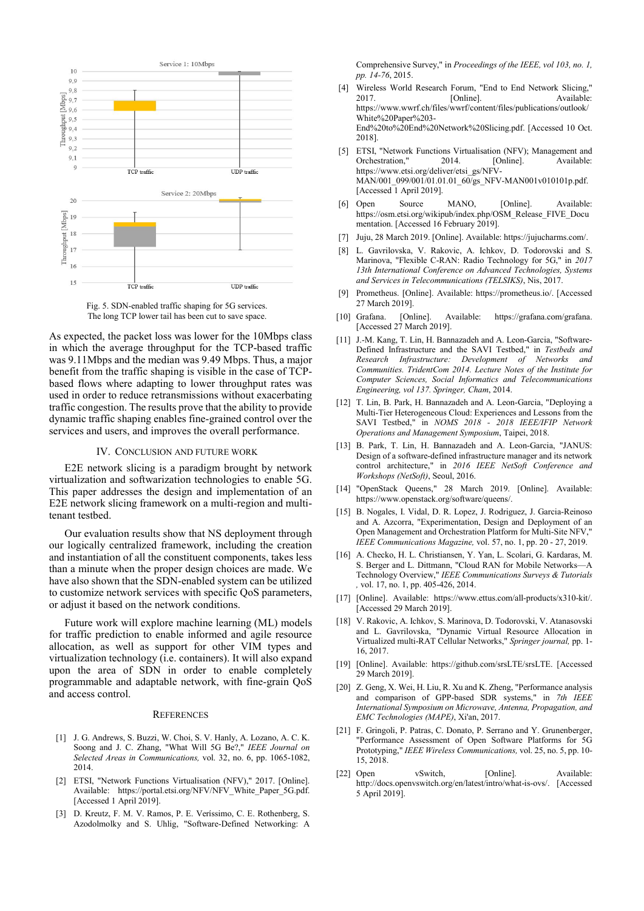Service 1: 10Mbps

Throughput [Mbps]

10
9,9
9,8
9,7
9,6
9,5
9,4
9,3
9,2
9,1
9

TCP traffic
UDP traffic

Service 2: 20Mbps

Throughput [Mbps]

20
19
18
17
16
15

TCP traffic
UDP traffic

Fig. 5. SDN-enabled traffic shaping for 5G services. The long TCP lower tail has been cut to save space.

As expected, the packet loss was lower for the 10Mbps class in which the average throughput for the TCP-based traffic was 9.11Mbps and the median was 9.49 Mbps. Thus, a major benefit from the traffic shaping is visible in the case of TCP-based flows where adapting to lower throughput rates was used in order to reduce retransmissions without exacerbating traffic congestion. The results prove that the ability to provide dynamic traffic shaping enables fine-grained control over the services and users, and improves the overall performance.

## IV. Conclusion and Future Work

E2E network slicing is a paradigm brought by network virtualization and softwarization technologies to enable 5G. This paper addresses the design and implementation of an E2E network slicing framework on a multi-region and multi-tenant testbed.

Our evaluation results show that NS deployment through our logically centralized framework, including the creation and instantiation of all the constituent components, takes less than a minute when the proper design choices are made. We have also shown that the SDN-enabled system can be utilized to customize network services with specific QoS parameters, or adjust it based on the network conditions.

Future work will explore machine learning (ML) models for traffic prediction to enable informed and agile resource allocation, as well as support for other VIM types and virtualization technology (i.e. containers). It will also expand upon the area of SDN in order to enable completely programmable and adaptable network, with fine-grain QoS and access control.

## References

[1] J. G. Andrews, S. Buzzi, W. Choi, S. V. Hanly, A. Lozano, A. C. K. Soong and J. C. Zhang, "What Will 5G Be?," *IEEE Journal on Selected Areas in Communications,* vol. 32, no. 6, pp. 1065-1082, 2014.

[2] ETSI, "Network Functions Virtualisation (NFV)," 2017. [Online]. Available: https://portal.etsi.org/NFV/NFV_White_Paper_5G.pdf. [Accessed 1 April 2019].

[3] D. Kreutz, F. M. V. Ramos, P. E. Veríssimo, C. E. Rothenberg, S. Azodolmolky and S. Uhlig, "Software-Defined Networking: A Comprehensive Survey," in *Proceedings of the IEEE, vol 103, no. 1, pp. 14-76*, 2015.

[4] Wireless World Research Forum, "End to End Network Slicing," 2017. [Online]. Available: https://www.wwrf.ch/files/wwrf/content/files/publications/outlook/White%20Paper%203-End%20to%20End%20Network%20Slicing.pdf. [Accessed 10 Oct. 2018].

[5] ETSI, "Network Functions Virtualisation (NFV); Management and Orchestration," 2014. [Online]. Available: https://www.etsi.org/deliver/etsi_gs/NFV-MAN/001_099/001/01.01.01_60/gs_NFV-MAN001v010101p.pdf. [Accessed 1 April 2019].

[6] Open Source MANO, [Online]. Available: https://osm.etsi.org/wikipub/index.php/OSM_Release_FIVE_Documentation. [Accessed 16 February 2019].

[7] Juju, 28 March 2019. [Online]. Available: https://jujucharms.com/.

[8] L. Gavrilovska, V. Rakovic, A. Ichkov, D. Todorovski and S. Marinova, "Flexible C-RAN: Radio Technology for 5G," in *2017 13th International Conference on Advanced Technologies, Systems and Services in Telecommunications (TELSIKS)*, Nis, 2017.

[9] Prometheus. [Online]. Available: https://prometheus.io/. [Accessed 27 March 2019].

[10] Grafana. [Online]. Available: https://grafana.com/grafana. [Accessed 27 March 2019].

[11] J.-M. Kang, T. Lin, H. Bannazadeh and A. Leon-Garcia, "Software-Defined Infrastructure and the SAVI Testbed," in *Testbeds and Research Infrastructure: Development of Networks and Communities. TridentCom 2014. Lecture Notes of the Institute for Computer Sciences, Social Informatics and Telecommunications Engineering, vol 137. Springer, Cham*, 2014.

[12] T. Lin, B. Park, H. Bannazadeh and A. Leon-Garcia, "Deploying a Multi-Tier Heterogeneous Cloud: Experiences and Lessons from the SAVI Testbed," in *NOMS 2018 - 2018 IEEE/IFIP Network Operations and Management Symposium*, Taipei, 2018.

[13] B. Park, T. Lin, H. Bannazadeh and A. Leon-Garcia, "JANUS: Design of a software-defined infrastructure manager and its network control architecture," in *2016 IEEE NetSoft Conference and Workshops (NetSoft)*, Seoul, 2016.

[14] "OpenStack Queens," 28 March 2019. [Online]. Available: https://www.openstack.org/software/queens/.

[15] B. Nogales, I. Vidal, D. R. Lopez, J. Rodriguez, J. Garcia-Reinoso and A. Azcorra, "Experimentation, Design and Deployment of an Open Management and Orchestration Platform for Multi-Site NFV," *IEEE Communications Magazine,* vol. 57, no. 1, pp. 20 - 27, 2019.

[16] A. Checko, H. L. Christiansen, Y. Yan, L. Scolari, G. Kardaras, M. S. Berger and L. Dittmann, "Cloud RAN for Mobile Networks—A Technology Overview," *IEEE Communications Surveys & Tutorials* , vol. 17, no. 1, pp. 405-426, 2014.

[17] [Online]. Available: https://www.ettus.com/all-products/x310-kit/. [Accessed 29 March 2019].

[18] V. Rakovic, A. Ichkov, S. Marinova, D. Todorovski, V. Atanasovski and L. Gavrilovska, "Dynamic Virtual Resource Allocation in Virtualized multi-RAT Cellular Networks," *Springer journal,* pp. 1-16, 2017.

[19] [Online]. Available: https://github.com/srsLTE/srsLTE. [Accessed 29 March 2019].

[20] Z. Geng, X. Wei, H. Liu, R. Xu and K. Zheng, "Performance analysis and comparison of GPP-based SDR systems," in *7th IEEE International Symposium on Microwave, Antenna, Propagation, and EMC Technologies (MAPE)*, Xi'an, 2017.

[21] F. Gringoli, P. Patras, C. Donato, P. Serrano and Y. Grunenberger, "Performance Assessment of Open Software Platforms for 5G Prototyping," *IEEE Wireless Communications,* vol. 25, no. 5, pp. 10-15, 2018.

[22] Open vSwitch, [Online]. Available: http://docs.openvswitch.org/en/latest/intro/what-is-ovs/. [Accessed 5 April 2019].